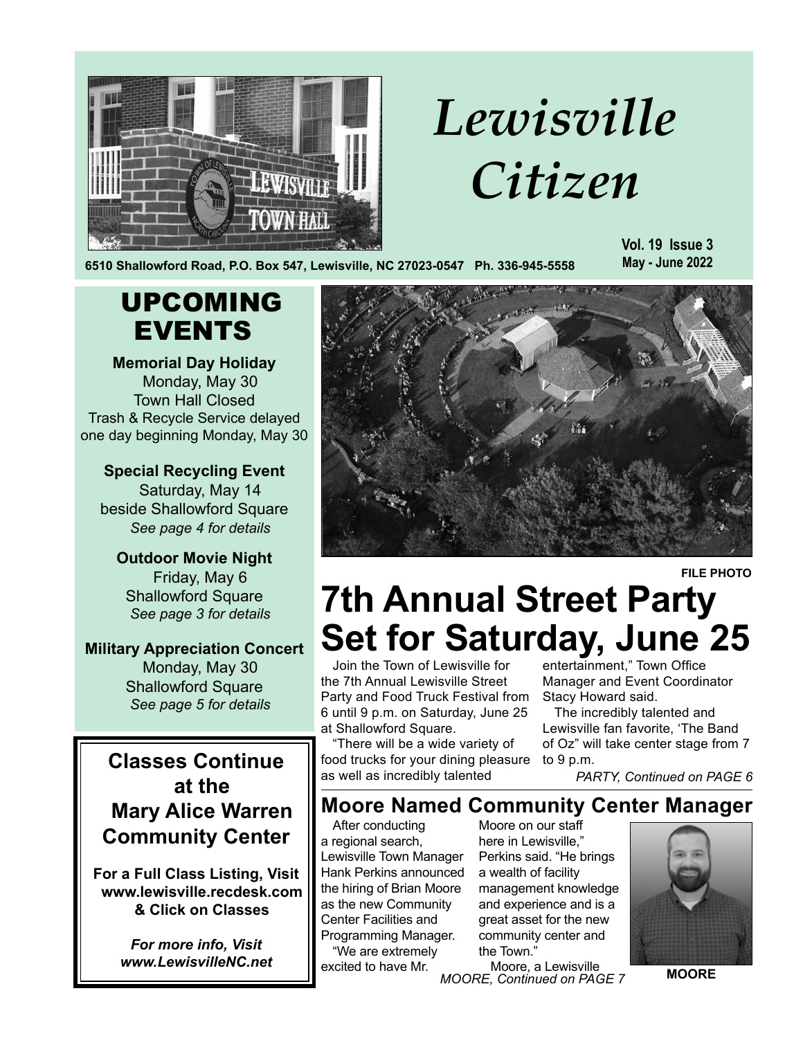# Lewisville Citizen

6510 Shallowford Road, P.O. Box 547, Lewisville, NC 27023-0547 Ph. 336-945-5558

**Vol. 19 Issue 3**
**May - June 2022**

## UPCOMING EVENTS

**Memorial Day Holiday**
Monday, May 30
Town Hall Closed
Trash & Recycle Service delayed one day beginning Monday, May 30

**Special Recycling Event**
Saturday, May 14
beside Shallowford Square
*See page 4 for details*

**Outdoor Movie Night**
Friday, May 6
Shallowford Square
*See page 3 for details*

**Military Appreciation Concert**
Monday, May 30
Shallowford Square
*See page 5 for details*

## Classes Continue at the Mary Alice Warren Community Center

**For a Full Class Listing, Visit www.lewisville.recdesk.com & Click on Classes**

***For more info, Visit www.LewisvilleNC.net***

FILE PHOTO

# 7th Annual Street Party Set for Saturday, June 25

Join the Town of Lewisville for the 7th Annual Lewisville Street Party and Food Truck Festival from 6 until 9 p.m. on Saturday, June 25 at Shallowford Square.

"There will be a wide variety of food trucks for your dining pleasure as well as incredibly talented entertainment," Town Office Manager and Event Coordinator Stacy Howard said.

The incredibly talented and Lewisville fan favorite, 'The Band of Oz" will take center stage from 7 to 9 p.m.

*PARTY, Continued on PAGE 6*

## Moore Named Community Center Manager

After conducting a regional search, Lewisville Town Manager Hank Perkins announced the hiring of Brian Moore as the new Community Center Facilities and Programming Manager.

"We are extremely excited to have Mr. Moore on our staff here in Lewisville," Perkins said. "He brings a wealth of facility management knowledge and experience and is a great asset for the new community center and the Town."

Moore, a Lewisville

*MOORE, Continued on PAGE 7*

**MOORE**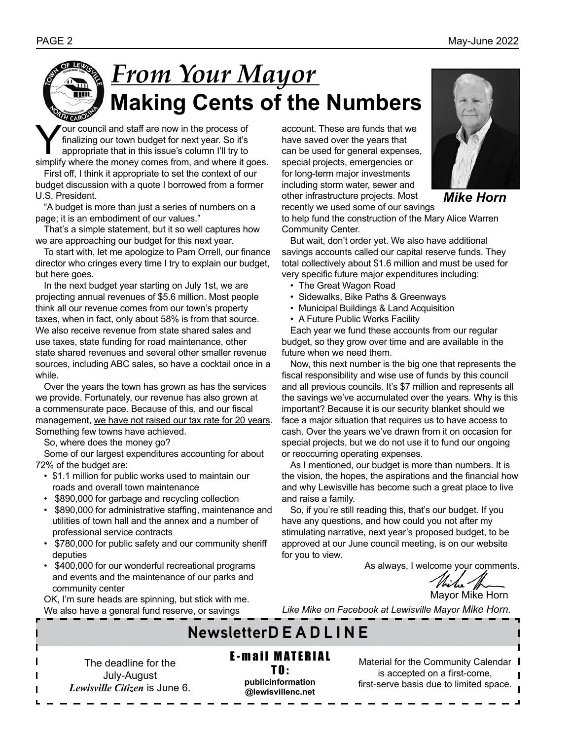# *From Your Mayor*

## Making Cents of the Numbers

Your council and staff are now in the process of finalizing our town budget for next year. So it's appropriate that in this issue's column I'll try to simplify where the money comes from, and where it goes.

First off, I think it appropriate to set the context of our budget discussion with a quote I borrowed from a former U.S. President.

"A budget is more than just a series of numbers on a page; it is an embodiment of our values."

That's a simple statement, but it so well captures how we are approaching our budget for this next year.

To start with, let me apologize to Pam Orrell, our finance director who cringes every time I try to explain our budget, but here goes.

In the next budget year starting on July 1st, we are projecting annual revenues of $5.6 million. Most people think all our revenue comes from our town's property taxes, when in fact, only about 58% is from that source. We also receive revenue from state shared sales and use taxes, state funding for road maintenance, other state shared revenues and several other smaller revenue sources, including ABC sales, so have a cocktail once in a while.

Over the years the town has grown as has the services we provide. Fortunately, our revenue has also grown at a commensurate pace. Because of this, and our fiscal management, we have not raised our tax rate for 20 years. Something few towns have achieved.

So, where does the money go?

Some of our largest expenditures accounting for about 72% of the budget are:

- $1.1 million for public works used to maintain our roads and overall town maintenance
- $890,000 for garbage and recycling collection
- $890,000 for administrative staffing, maintenance and utilities of town hall and the annex and a number of professional service contracts
- $780,000 for public safety and our community sheriff deputies
- $400,000 for our wonderful recreational programs and events and the maintenance of our parks and community center

OK, I'm sure heads are spinning, but stick with me. We also have a general fund reserve, or savings account. These are funds that we have saved over the years that can be used for general expenses, special projects, emergencies or for long-term major investments including storm water, sewer and other infrastructure projects. Most recently we used some of our savings to help fund the construction of the Mary Alice Warren Community Center.

***Mike Horn***

But wait, don't order yet. We also have additional savings accounts called our capital reserve funds. They total collectively about $1.6 million and must be used for very specific future major expenditures including:

- The Great Wagon Road
- Sidewalks, Bike Paths & Greenways
- Municipal Buildings & Land Acquisition
- A Future Public Works Facility

Each year we fund these accounts from our regular budget, so they grow over time and are available in the future when we need them.

Now, this next number is the big one that represents the fiscal responsibility and wise use of funds by this council and all previous councils. It's $7 million and represents all the savings we've accumulated over the years. Why is this important? Because it is our security blanket should we face a major situation that requires us to have access to cash. Over the years we've drawn from it on occasion for special projects, but we do not use it to fund our ongoing or reoccurring operating expenses.

As I mentioned, our budget is more than numbers. It is the vision, the hopes, the aspirations and the financial how and why Lewisville has become such a great place to live and raise a family.

So, if you're still reading this, that's our budget. If you have any questions, and how could you not after my stimulating narrative, next year's proposed budget, to be approved at our June council meeting, is on our website for you to view.

As always, I welcome your comments.

Mayor Mike Horn

*Like Mike on Facebook at Lewisville Mayor Mike Horn.*

---

## Newsletter DEADLINE

The deadline for the July-August ***Lewisville Citizen*** is June 6.

**E-mail MATERIAL TO:**
**publicinformation@lewisvillenc.net**

Material for the Community Calendar is accepted on a first-come, first-serve basis due to limited space.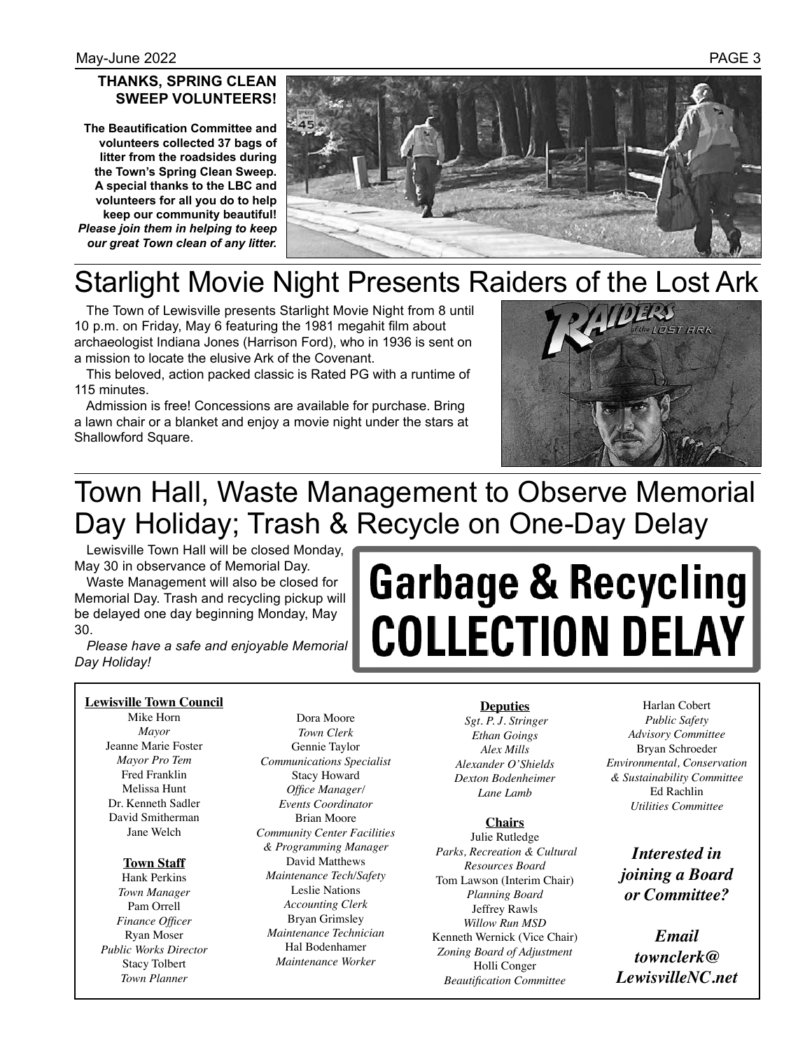**THANKS, SPRING CLEAN SWEEP VOLUNTEERS!**

**The Beautification Committee and volunteers collected 37 bags of litter from the roadsides during the Town's Spring Clean Sweep. A special thanks to the LBC and volunteers for all you do to help keep our community beautiful!** ***Please join them in helping to keep our great Town clean of any litter.***

# Starlight Movie Night Presents Raiders of the Lost Ark

The Town of Lewisville presents Starlight Movie Night from 8 until 10 p.m. on Friday, May 6 featuring the 1981 megahit film about archaeologist Indiana Jones (Harrison Ford), who in 1936 is sent on a mission to locate the elusive Ark of the Covenant.

This beloved, action packed classic is Rated PG with a runtime of 115 minutes.

Admission is free! Concessions are available for purchase. Bring a lawn chair or a blanket and enjoy a movie night under the stars at Shallowford Square.

# Town Hall, Waste Management to Observe Memorial Day Holiday; Trash & Recycle on One-Day Delay

Lewisville Town Hall will be closed Monday, May 30 in observance of Memorial Day.

Waste Management will also be closed for Memorial Day. Trash and recycling pickup will be delayed one day beginning Monday, May 30.

*Please have a safe and enjoyable Memorial Day Holiday!*

**Garbage & Recycling COLLECTION DELAY**

**Lewisville Town Council**

Mike Horn
*Mayor*
Jeanne Marie Foster
*Mayor Pro Tem*
Fred Franklin
Melissa Hunt
Dr. Kenneth Sadler
David Smitherman
Jane Welch

**Town Staff**

Hank Perkins
*Town Manager*
Pam Orrell
*Finance Officer*
Ryan Moser
*Public Works Director*
Stacy Tolbert
*Town Planner*
Dora Moore
*Town Clerk*
Gennie Taylor
*Communications Specialist*
Stacy Howard
*Office Manager/ Events Coordinator*
Brian Moore
*Community Center Facilities & Programming Manager*
David Matthews
*Maintenance Tech/Safety*
Leslie Nations
*Accounting Clerk*
Bryan Grimsley
*Maintenance Technician*
Hal Bodenhamer
*Maintenance Worker*

**Deputies**

*Sgt. P. J. Stringer*
*Ethan Goings*
*Alex Mills*
*Alexander O'Shields*
*Dexton Bodenheimer*
*Lane Lamb*

**Chairs**

Julie Rutledge
*Parks, Recreation & Cultural Resources Board*
Tom Lawson (Interim Chair)
*Planning Board*
Jeffrey Rawls
*Willow Run MSD*
Kenneth Wernick (Vice Chair)
*Zoning Board of Adjustment*
Holli Conger
*Beautification Committee*
Harlan Cobert
*Public Safety Advisory Committee*
Bryan Schroeder
*Environmental, Conservation & Sustainability Committee*
Ed Rachlin
*Utilities Committee*

***Interested in joining a Board or Committee?***

***Email townclerk@LewisvilleNC.net***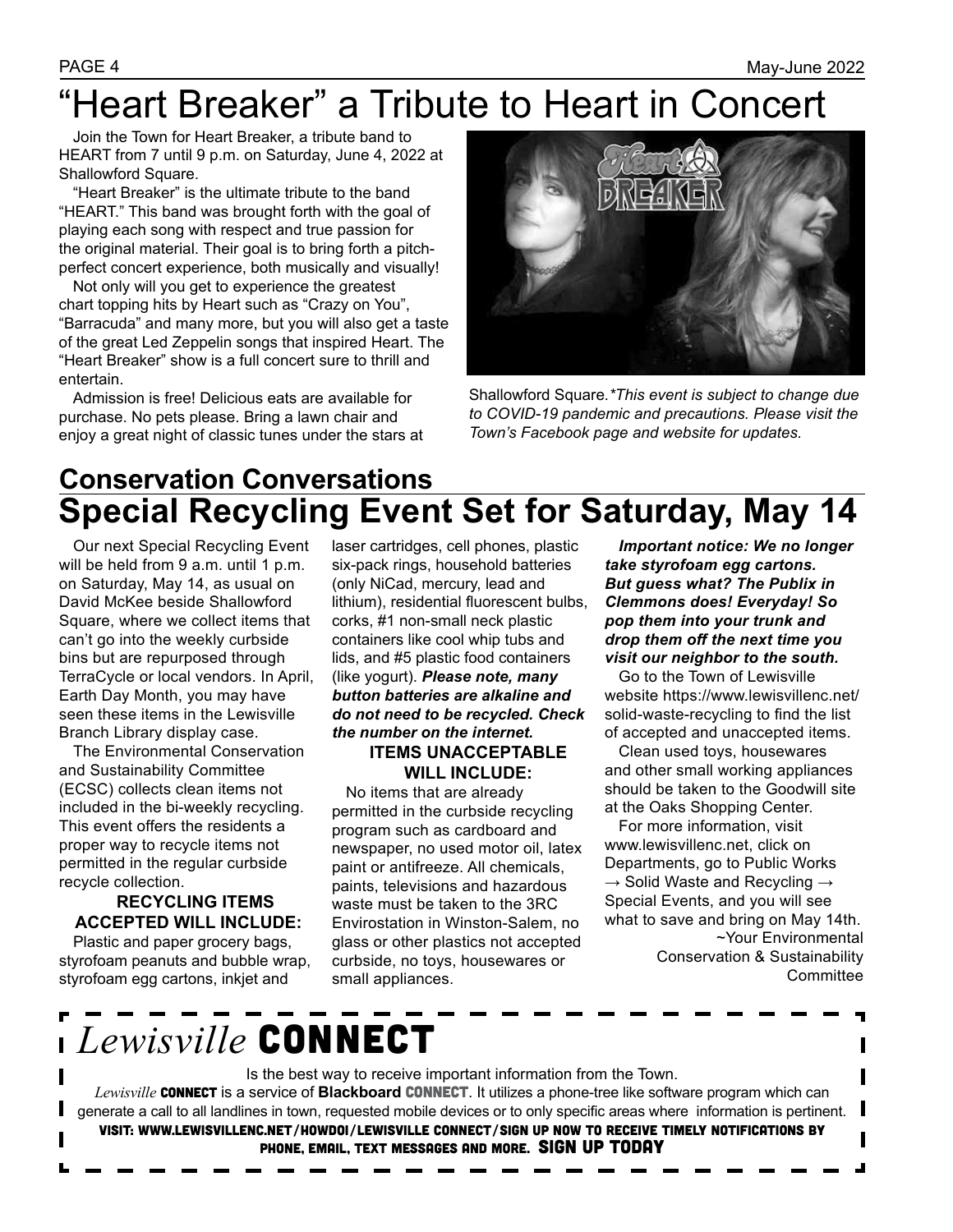# "Heart Breaker" a Tribute to Heart in Concert

Join the Town for Heart Breaker, a tribute band to HEART from 7 until 9 p.m. on Saturday, June 4, 2022 at Shallowford Square.

"Heart Breaker" is the ultimate tribute to the band "HEART." This band was brought forth with the goal of playing each song with respect and true passion for the original material. Their goal is to bring forth a pitch-perfect concert experience, both musically and visually!

Not only will you get to experience the greatest chart topping hits by Heart such as "Crazy on You", "Barracuda" and many more, but you will also get a taste of the great Led Zeppelin songs that inspired Heart. The "Heart Breaker" show is a full concert sure to thrill and entertain.

Admission is free! Delicious eats are available for purchase. No pets please. Bring a lawn chair and enjoy a great night of classic tunes under the stars at Shallowford Square.*\*This event is subject to change due to COVID-19 pandemic and precautions. Please visit the Town's Facebook page and website for updates.*

## Conservation Conversations

# Special Recycling Event Set for Saturday, May 14

Our next Special Recycling Event will be held from 9 a.m. until 1 p.m. on Saturday, May 14, as usual on David McKee beside Shallowford Square, where we collect items that can't go into the weekly curbside bins but are repurposed through TerraCycle or local vendors. In April, Earth Day Month, you may have seen these items in the Lewisville Branch Library display case.

The Environmental Conservation and Sustainability Committee (ECSC) collects clean items not included in the bi-weekly recycling. This event offers the residents a proper way to recycle items not permitted in the regular curbside recycle collection.

**RECYCLING ITEMS ACCEPTED WILL INCLUDE:**

Plastic and paper grocery bags, styrofoam peanuts and bubble wrap, styrofoam egg cartons, inkjet and laser cartridges, cell phones, plastic six-pack rings, household batteries (only NiCad, mercury, lead and lithium), residential fluorescent bulbs, corks, #1 non-small neck plastic containers like cool whip tubs and lids, and #5 plastic food containers (like yogurt). ***Please note, many button batteries are alkaline and do not need to be recycled. Check the number on the internet.***

**ITEMS UNACCEPTABLE WILL INCLUDE:**

No items that are already permitted in the curbside recycling program such as cardboard and newspaper, no used motor oil, latex paint or antifreeze. All chemicals, paints, televisions and hazardous waste must be taken to the 3RC Envirostation in Winston-Salem, no glass or other plastics not accepted curbside, no toys, housewares or small appliances.

***Important notice: We no longer take styrofoam egg cartons. But guess what? The Publix in Clemmons does! Everyday! So pop them into your trunk and drop them off the next time you visit our neighbor to the south.***

Go to the Town of Lewisville website https://www.lewisvillenc.net/solid-waste-recycling to find the list of accepted and unaccepted items.

Clean used toys, housewares and other small working appliances should be taken to the Goodwill site at the Oaks Shopping Center.

For more information, visit www.lewisvillenc.net, click on Departments, go to Public Works → Solid Waste and Recycling → Special Events, and you will see what to save and bring on May 14th.

~Your Environmental Conservation & Sustainability Committee

# *Lewisville* CONNECT

Is the best way to receive important information from the Town.

*Lewisville* **CONNECT** is a service of **Blackboard CONNECT**. It utilizes a phone-tree like software program which can generate a call to all landlines in town, requested mobile devices or to only specific areas where information is pertinent.

**VISIT: WWW.LEWISVILLENC.NET/HOWDOI/LEWISVILLE CONNECT/SIGN UP NOW TO RECEIVE TIMELY NOTIFICATIONS BY PHONE, EMAIL, TEXT MESSAGES AND MORE. SIGN UP TODAY**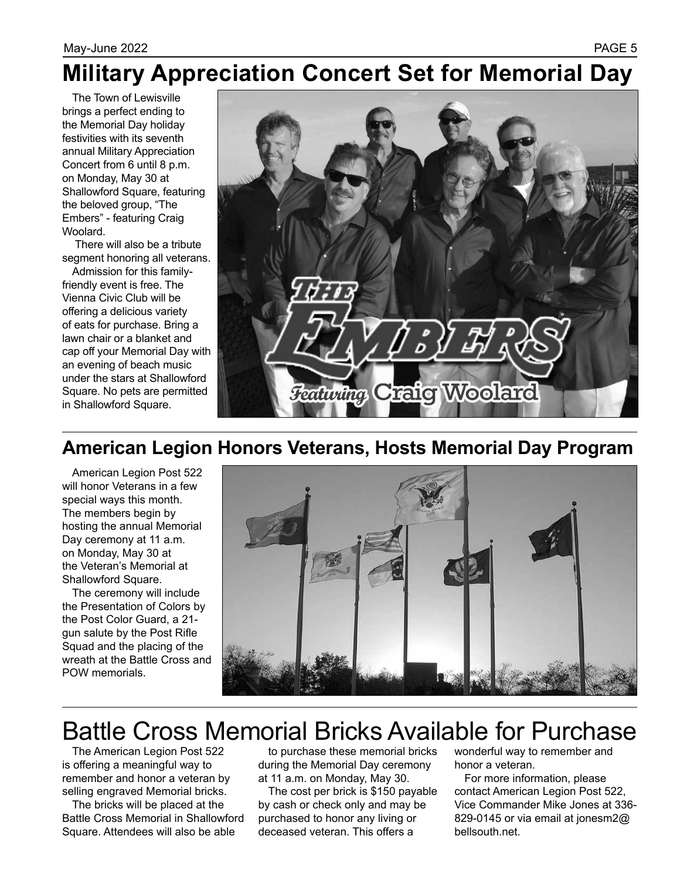# Military Appreciation Concert Set for Memorial Day

The Town of Lewisville brings a perfect ending to the Memorial Day holiday festivities with its seventh annual Military Appreciation Concert from 6 until 8 p.m. on Monday, May 30 at Shallowford Square, featuring the beloved group, "The Embers" - featuring Craig Woolard.

There will also be a tribute segment honoring all veterans.

Admission for this family-friendly event is free. The Vienna Civic Club will be offering a delicious variety of eats for purchase. Bring a lawn chair or a blanket and cap off your Memorial Day with an evening of beach music under the stars at Shallowford Square. No pets are permitted in Shallowford Square.

## American Legion Honors Veterans, Hosts Memorial Day Program

American Legion Post 522 will honor Veterans in a few special ways this month. The members begin by hosting the annual Memorial Day ceremony at 11 a.m. on Monday, May 30 at the Veteran's Memorial at Shallowford Square.

The ceremony will include the Presentation of Colors by the Post Color Guard, a 21-gun salute by the Post Rifle Squad and the placing of the wreath at the Battle Cross and POW memorials.

# Battle Cross Memorial Bricks Available for Purchase

The American Legion Post 522 is offering a meaningful way to remember and honor a veteran by selling engraved Memorial bricks.

The bricks will be placed at the Battle Cross Memorial in Shallowford Square. Attendees will also be able to purchase these memorial bricks during the Memorial Day ceremony at 11 a.m. on Monday, May 30.

The cost per brick is $150 payable by cash or check only and may be purchased to honor any living or deceased veteran. This offers a wonderful way to remember and honor a veteran.

For more information, please contact American Legion Post 522, Vice Commander Mike Jones at 336-829-0145 or via email at jonesm2@bellsouth.net.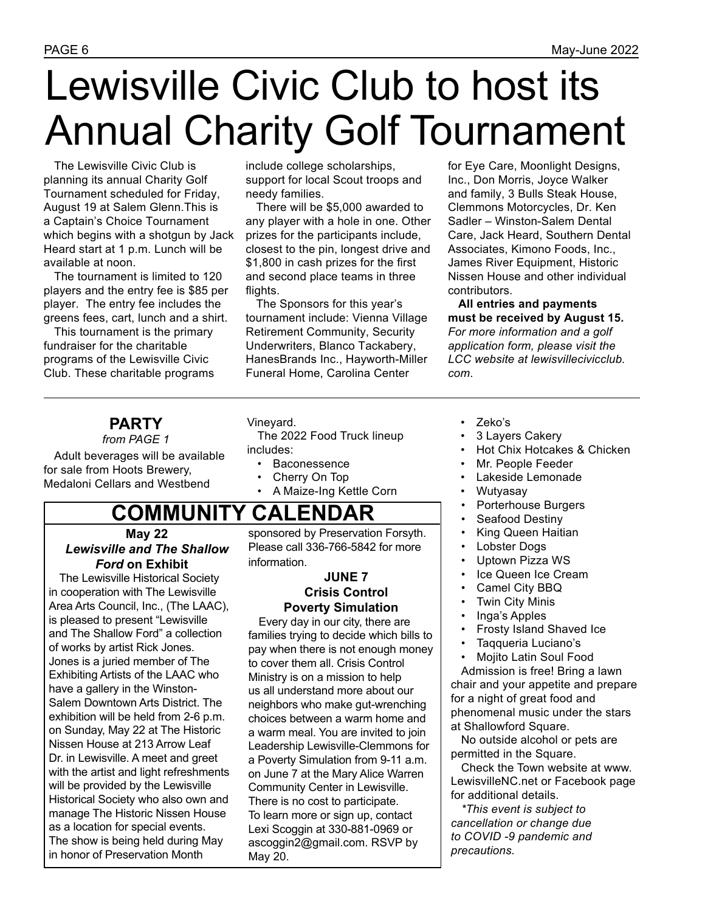# Lewisville Civic Club to host its Annual Charity Golf Tournament

The Lewisville Civic Club is planning its annual Charity Golf Tournament scheduled for Friday, August 19 at Salem Glenn.This is a Captain's Choice Tournament which begins with a shotgun by Jack Heard start at 1 p.m. Lunch will be available at noon.

The tournament is limited to 120 players and the entry fee is $85 per player. The entry fee includes the greens fees, cart, lunch and a shirt.

This tournament is the primary fundraiser for the charitable programs of the Lewisville Civic Club. These charitable programs include college scholarships, support for local Scout troops and needy families.

There will be $5,000 awarded to any player with a hole in one. Other prizes for the participants include, closest to the pin, longest drive and $1,800 in cash prizes for the first and second place teams in three flights.

The Sponsors for this year's tournament include: Vienna Village Retirement Community, Security Underwriters, Blanco Tackabery, HanesBrands Inc., Hayworth-Miller Funeral Home, Carolina Center for Eye Care, Moonlight Designs, Inc., Don Morris, Joyce Walker and family, 3 Bulls Steak House, Clemmons Motorcycles, Dr. Ken Sadler – Winston-Salem Dental Care, Jack Heard, Southern Dental Associates, Kimono Foods, Inc., James River Equipment, Historic Nissen House and other individual contributors.

**All entries and payments must be received by August 15.** *For more information and a golf application form, please visit the LCC website at lewisvillecivicclub.com.*

---

## PARTY

*from PAGE 1*

Adult beverages will be available for sale from Hoots Brewery, Medaloni Cellars and Westbend Vineyard.

The 2022 Food Truck lineup includes:

- Baconessence
- Cherry On Top
- A Maize-Ing Kettle Corn
- Zeko's
- 3 Layers Cakery
- Hot Chix Hotcakes & Chicken
- Mr. People Feeder
- Lakeside Lemonade
- Wutyasay
- Porterhouse Burgers
- Seafood Destiny
- King Queen Haitian
- Lobster Dogs
- Uptown Pizza WS
- Ice Queen Ice Cream
- Camel City BBQ
- Twin City Minis
- Inga's Apples
- Frosty Island Shaved Ice
- Taqqueria Luciano's
- Mojito Latin Soul Food

Admission is free! Bring a lawn chair and your appetite and prepare for a night of great food and phenomenal music under the stars at Shallowford Square.

No outside alcohol or pets are permitted in the Square.

Check the Town website at www.LewisvilleNC.net or Facebook page for additional details.

*\*This event is subject to cancellation or change due to COVID -9 pandemic and precautions.*

## COMMUNITY CALENDAR

### May 22
### *Lewisville and The Shallow Ford* on Exhibit

The Lewisville Historical Society in cooperation with The Lewisville Area Arts Council, Inc., (The LAAC), is pleased to present "Lewisville and The Shallow Ford" a collection of works by artist Rick Jones. Jones is a juried member of The Exhibiting Artists of the LAAC who have a gallery in the Winston-Salem Downtown Arts District. The exhibition will be held from 2-6 p.m. on Sunday, May 22 at The Historic Nissen House at 213 Arrow Leaf Dr. in Lewisville. A meet and greet with the artist and light refreshments will be provided by the Lewisville Historical Society who also own and manage The Historic Nissen House as a location for special events. The show is being held during May in honor of Preservation Month sponsored by Preservation Forsyth. Please call 336-766-5842 for more information.

### JUNE 7
### Crisis Control Poverty Simulation

Every day in our city, there are families trying to decide which bills to pay when there is not enough money to cover them all. Crisis Control Ministry is on a mission to help us all understand more about our neighbors who make gut-wrenching choices between a warm home and a warm meal. You are invited to join Leadership Lewisville-Clemmons for a Poverty Simulation from 9-11 a.m. on June 7 at the Mary Alice Warren Community Center in Lewisville. There is no cost to participate. To learn more or sign up, contact Lexi Scoggin at 330-881-0969 or ascoggin2@gmail.com. RSVP by May 20.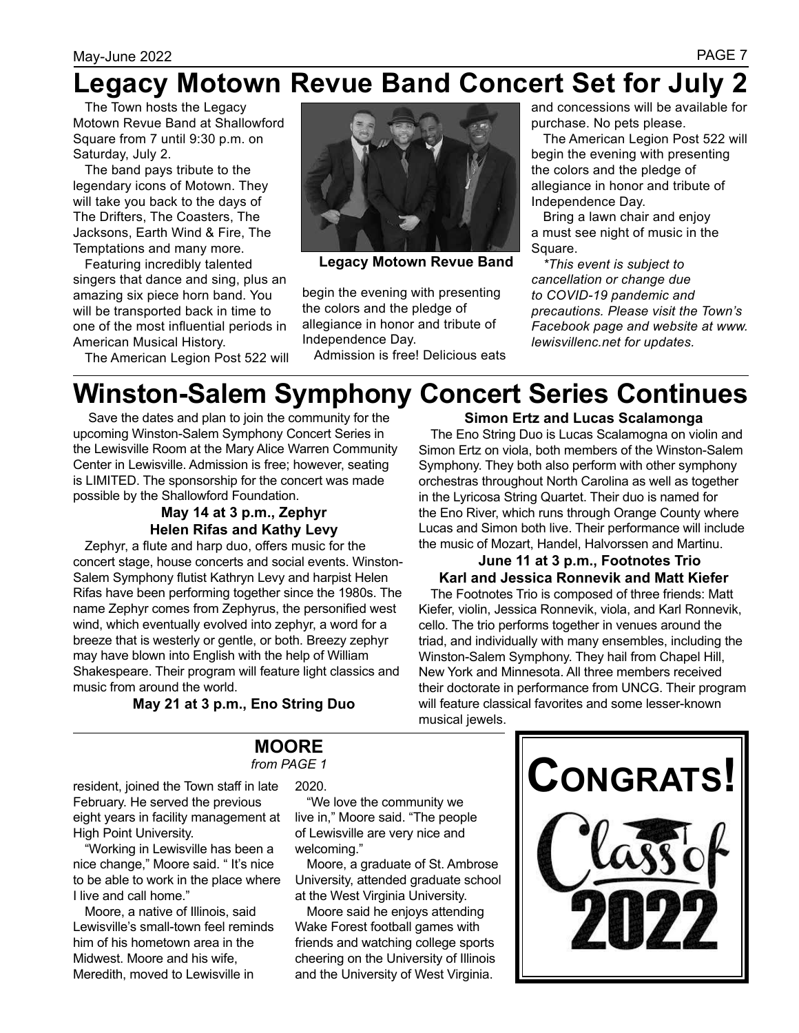# Legacy Motown Revue Band Concert Set for July 2

The Town hosts the Legacy Motown Revue Band at Shallowford Square from 7 until 9:30 p.m. on Saturday, July 2.

The band pays tribute to the legendary icons of Motown. They will take you back to the days of The Drifters, The Coasters, The Jacksons, Earth Wind & Fire, The Temptations and many more.

Featuring incredibly talented singers that dance and sing, plus an amazing six piece horn band. You will be transported back in time to one of the most influential periods in American Musical History.

The American Legion Post 522 will begin the evening with presenting the colors and the pledge of allegiance in honor and tribute of Independence Day.

Admission is free! Delicious eats and concessions will be available for purchase. No pets please.

**Legacy Motown Revue Band**

The American Legion Post 522 will begin the evening with presenting the colors and the pledge of allegiance in honor and tribute of Independence Day.

Bring a lawn chair and enjoy a must see night of music in the Square.

*\*This event is subject to cancellation or change due to COVID-19 pandemic and precautions. Please visit the Town's Facebook page and website at www.lewisvillenc.net for updates.*

# Winston-Salem Symphony Concert Series Continues

Save the dates and plan to join the community for the upcoming Winston-Salem Symphony Concert Series in the Lewisville Room at the Mary Alice Warren Community Center in Lewisville. Admission is free; however, seating is LIMITED. The sponsorship for the concert was made possible by the Shallowford Foundation.

**May 14 at 3 p.m., Zephyr**
**Helen Rifas and Kathy Levy**

Zephyr, a flute and harp duo, offers music for the concert stage, house concerts and social events. Winston-Salem Symphony flutist Kathryn Levy and harpist Helen Rifas have been performing together since the 1980s. The name Zephyr comes from Zephyrus, the personified west wind, which eventually evolved into zephyr, a word for a breeze that is westerly or gentle, or both. Breezy zephyr may have blown into English with the help of William Shakespeare. Their program will feature light classics and music from around the world.

**May 21 at 3 p.m., Eno String Duo**
**Simon Ertz and Lucas Scalamonga**

The Eno String Duo is Lucas Scalamogna on violin and Simon Ertz on viola, both members of the Winston-Salem Symphony. They both also perform with other symphony orchestras throughout North Carolina as well as together in the Lyricosa String Quartet. Their duo is named for the Eno River, which runs through Orange County where Lucas and Simon both live. Their performance will include the music of Mozart, Handel, Halvorssen and Martinu.

**June 11 at 3 p.m., Footnotes Trio**
**Karl and Jessica Ronnevik and Matt Kiefer**

The Footnotes Trio is composed of three friends: Matt Kiefer, violin, Jessica Ronnevik, viola, and Karl Ronnevik, cello. The trio performs together in venues around the triad, and individually with many ensembles, including the Winston-Salem Symphony. They hail from Chapel Hill, New York and Minnesota. All three members received their doctorate in performance from UNCG. Their program will feature classical favorites and some lesser-known musical jewels.

## MOORE

*from PAGE 1*

resident, joined the Town staff in late February. He served the previous eight years in facility management at High Point University.

"Working in Lewisville has been a nice change," Moore said. " It's nice to be able to work in the place where I live and call home."

Moore, a native of Illinois, said Lewisville's small-town feel reminds him of his hometown area in the Midwest. Moore and his wife, Meredith, moved to Lewisville in 2020.

"We love the community we live in," Moore said. "The people of Lewisville are very nice and welcoming."

Moore, a graduate of St. Ambrose University, attended graduate school at the West Virginia University.

Moore said he enjoys attending Wake Forest football games with friends and watching college sports cheering on the University of Illinois and the University of West Virginia.

**CONGRATS!**

**Class of 2022**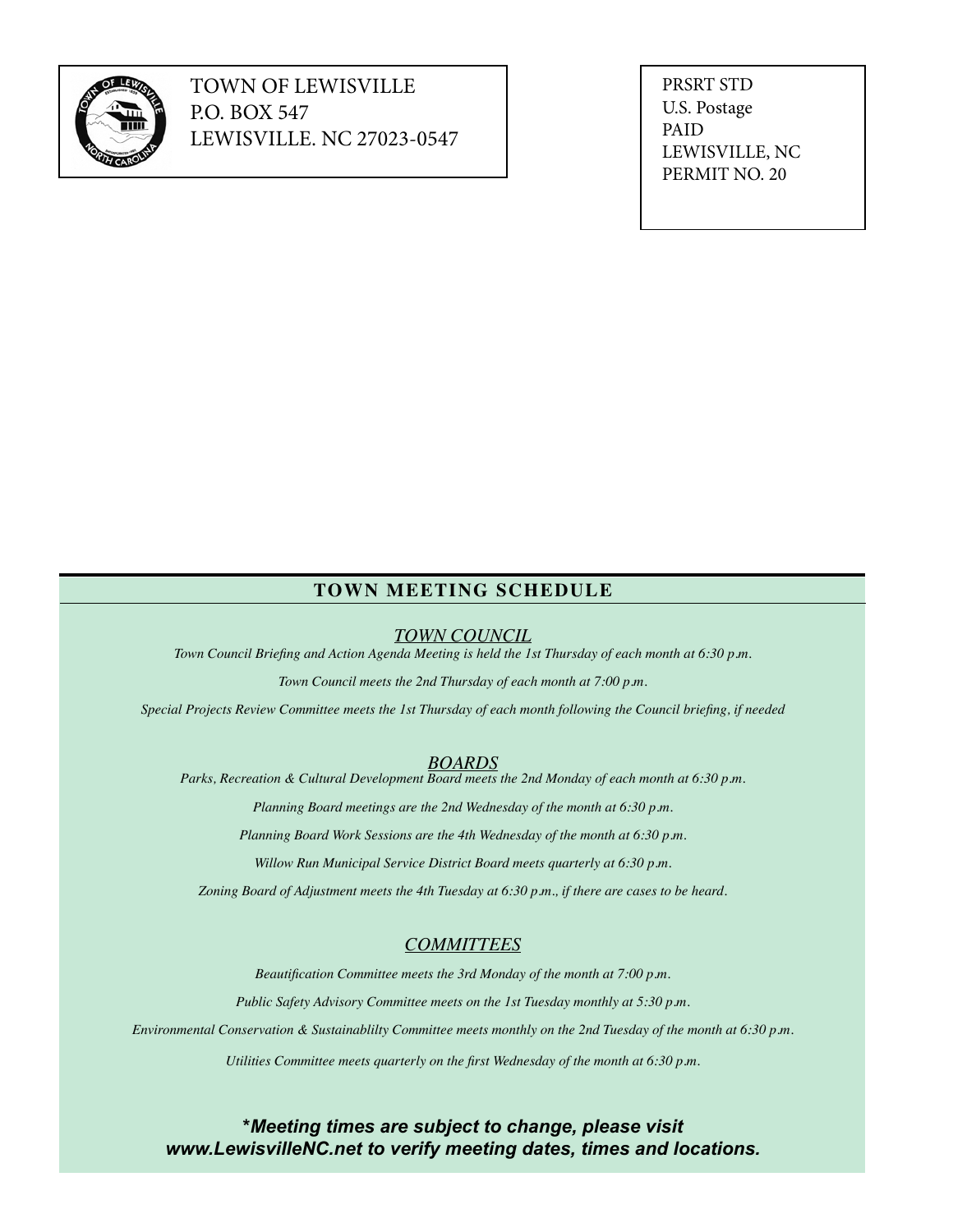TOWN OF LEWISVILLE
P.O. BOX 547
LEWISVILLE. NC 27023-0547

PRSRT STD
U.S. Postage
PAID
LEWISVILLE, NC
PERMIT NO. 20

## TOWN MEETING SCHEDULE

### *TOWN COUNCIL*

*Town Council Briefing and Action Agenda Meeting is held the 1st Thursday of each month at 6:30 p.m.*

*Town Council meets the 2nd Thursday of each month at 7:00 p.m.*

*Special Projects Review Committee meets the 1st Thursday of each month following the Council briefing, if needed*

### *BOARDS*

*Parks, Recreation & Cultural Development Board meets the 2nd Monday of each month at 6:30 p.m.*

*Planning Board meetings are the 2nd Wednesday of the month at 6:30 p.m.*

*Planning Board Work Sessions are the 4th Wednesday of the month at 6:30 p.m.*

*Willow Run Municipal Service District Board meets quarterly at 6:30 p.m.*

*Zoning Board of Adjustment meets the 4th Tuesday at 6:30 p.m., if there are cases to be heard.*

### *COMMITTEES*

*Beautification Committee meets the 3rd Monday of the month at 7:00 p.m.*

*Public Safety Advisory Committee meets on the 1st Tuesday monthly at 5:30 p.m.*

*Environmental Conservation & Sustainablilty Committee meets monthly on the 2nd Tuesday of the month at 6:30 p.m.*

*Utilities Committee meets quarterly on the first Wednesday of the month at 6:30 p.m.*

***Meeting times are subject to change, please visit www.LewisvilleNC.net to verify meeting dates, times and locations.***